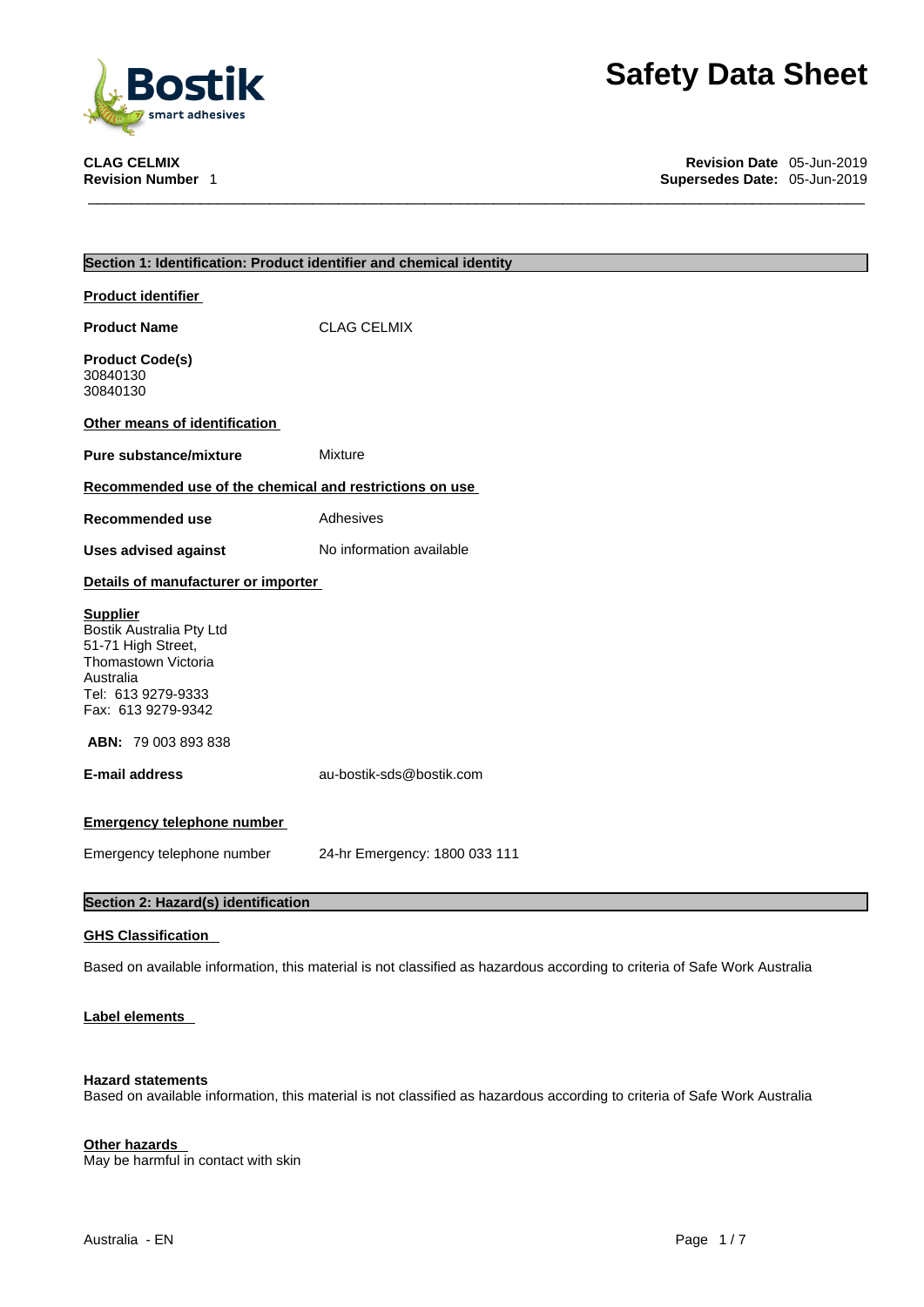# Safety Data Sheet

**CLAG CELMIX**
**Revision Number** 1

**Revision Date** 05-Jun-2019
**Supersedes Date:** 05-Jun-2019

## Section 1: Identification: Product identifier and chemical identity

**Product identifier**

**Product Name** CLAG CELMIX

**Product Code(s)**
30840130
30840130

**Other means of identification**

**Pure substance/mixture** Mixture

**Recommended use of the chemical and restrictions on use**

**Recommended use** Adhesives

**Uses advised against** No information available

**Details of manufacturer or importer**

**Supplier**
Bostik Australia Pty Ltd
51-71 High Street,
Thomastown Victoria
Australia
Tel: 613 9279-9333
Fax: 613 9279-9342

**ABN:** 79 003 893 838

**E-mail address** au-bostik-sds@bostik.com

**Emergency telephone number**

Emergency telephone number 24-hr Emergency: 1800 033 111

## Section 2: Hazard(s) identification

**GHS Classification**

Based on available information, this material is not classified as hazardous according to criteria of Safe Work Australia

**Label elements**

**Hazard statements**
Based on available information, this material is not classified as hazardous according to criteria of Safe Work Australia

**Other hazards**
May be harmful in contact with skin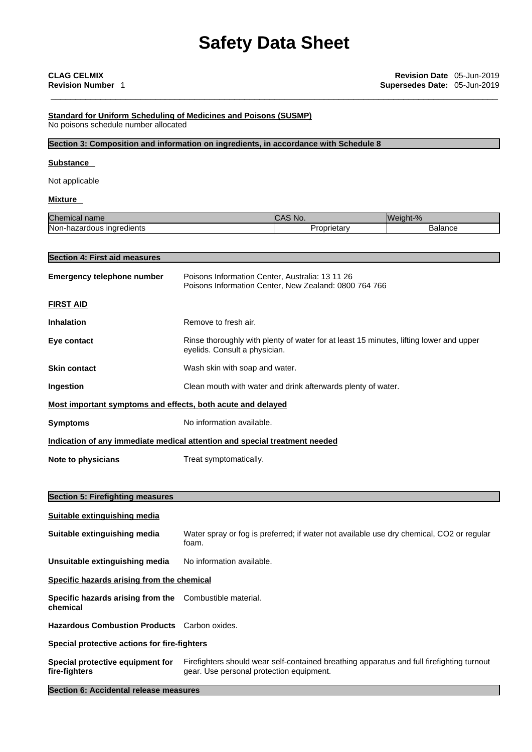**Standard for Uniform Scheduling of Medicines and Poisons (SUSMP)**
No poisons schedule number allocated

## Section 3: Composition and information on ingredients, in accordance with Schedule 8

**Substance**

Not applicable

**Mixture**

| Chemical name | CAS No. | Weight-% |
|---|---|---|
| Non-hazardous ingredients | Proprietary | Balance |

## Section 4: First aid measures

**Emergency telephone number**: Poisons Information Center, Australia: 13 11 26
Poisons Information Center, New Zealand: 0800 764 766

**FIRST AID**

**Inhalation**: Remove to fresh air.

**Eye contact**: Rinse thoroughly with plenty of water for at least 15 minutes, lifting lower and upper eyelids. Consult a physician.

**Skin contact**: Wash skin with soap and water.

**Ingestion**: Clean mouth with water and drink afterwards plenty of water.

**Most important symptoms and effects, both acute and delayed**

**Symptoms**: No information available.

**Indication of any immediate medical attention and special treatment needed**

**Note to physicians**: Treat symptomatically.

## Section 5: Firefighting measures

**Suitable extinguishing media**

**Suitable extinguishing media**: Water spray or fog is preferred; if water not available use dry chemical, $CO_2$ or regular foam.

**Unsuitable extinguishing media**: No information available.

**Specific hazards arising from the chemical**

**Specific hazards arising from the chemical**: Combustible material.

**Hazardous Combustion Products**: Carbon oxides.

**Special protective actions for fire-fighters**

**Special protective equipment for fire-fighters**: Firefighters should wear self-contained breathing apparatus and full firefighting turnout gear. Use personal protection equipment.

## Section 6: Accidental release measures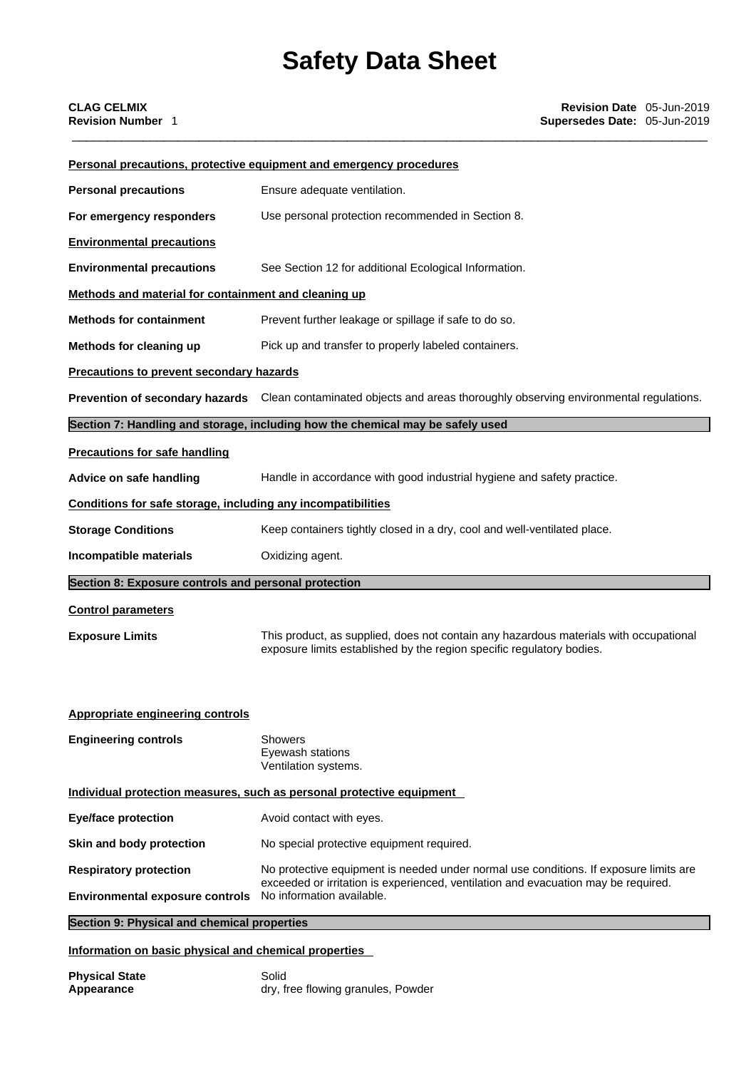**Personal precautions, protective equipment and emergency procedures**

| | |
|---|---|
| **Personal precautions** | Ensure adequate ventilation. |
| **For emergency responders** | Use personal protection recommended in Section 8. |

**Environmental precautions**

| | |
|---|---|
| **Environmental precautions** | See Section 12 for additional Ecological Information. |

**Methods and material for containment and cleaning up**

| | |
|---|---|
| **Methods for containment** | Prevent further leakage or spillage if safe to do so. |
| **Methods for cleaning up** | Pick up and transfer to properly labeled containers. |

**Precautions to prevent secondary hazards**

| | |
|---|---|
| **Prevention of secondary hazards** | Clean contaminated objects and areas thoroughly observing environmental regulations. |

## Section 7: Handling and storage, including how the chemical may be safely used

**Precautions for safe handling**

| | |
|---|---|
| **Advice on safe handling** | Handle in accordance with good industrial hygiene and safety practice. |

**Conditions for safe storage, including any incompatibilities**

| | |
|---|---|
| **Storage Conditions** | Keep containers tightly closed in a dry, cool and well-ventilated place. |
| **Incompatible materials** | Oxidizing agent. |

## Section 8: Exposure controls and personal protection

**Control parameters**

| | |
|---|---|
| **Exposure Limits** | This product, as supplied, does not contain any hazardous materials with occupational exposure limits established by the region specific regulatory bodies. |

**Appropriate engineering controls**

| | |
|---|---|
| **Engineering controls** | Showers<br>Eyewash stations<br>Ventilation systems. |

**Individual protection measures, such as personal protective equipment**

| | |
|---|---|
| **Eye/face protection** | Avoid contact with eyes. |
| **Skin and body protection** | No special protective equipment required. |
| **Respiratory protection** | No protective equipment is needed under normal use conditions. If exposure limits are exceeded or irritation is experienced, ventilation and evacuation may be required. |
| **Environmental exposure controls** | No information available. |

## Section 9: Physical and chemical properties

**Information on basic physical and chemical properties**

| | |
|---|---|
| **Physical State** | Solid |
| **Appearance** | dry, free flowing granules, Powder |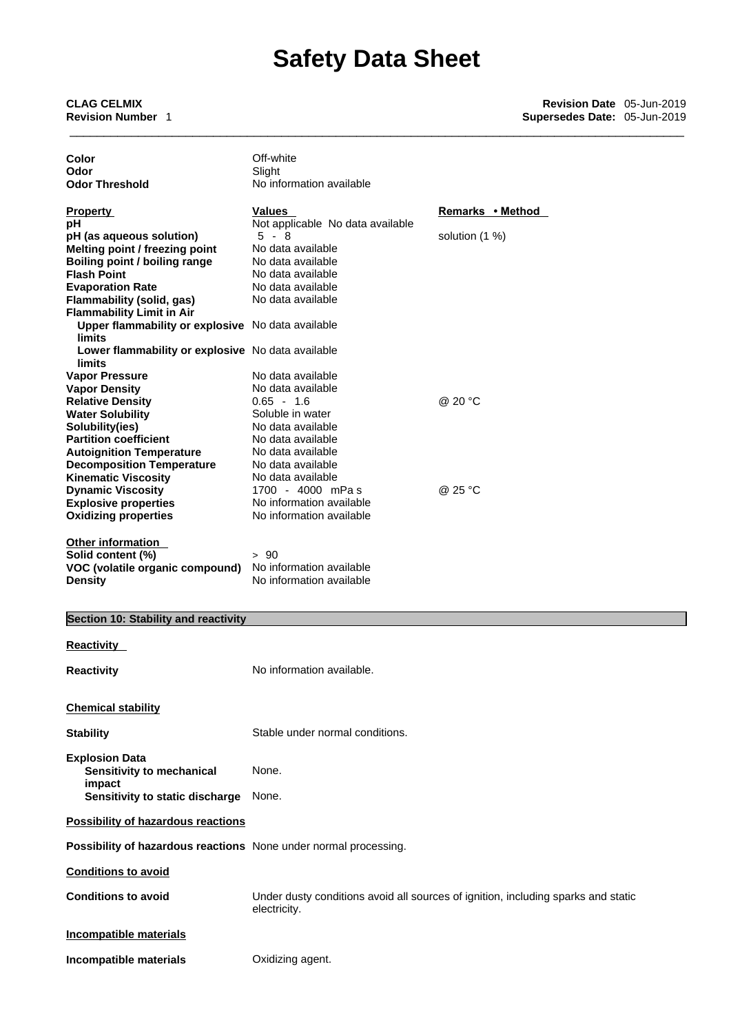| | | |
|---|---|---|
| **Color** | Off-white | |
| **Odor** | Slight | |
| **Odor Threshold** | No information available | |

| **Property** | **Values** | **Remarks • Method** |
|---|---|---|
| **pH** | Not applicable No data available | |
| **pH (as aqueous solution)** | 5 - 8 | solution (1 %) |
| **Melting point / freezing point** | No data available | |
| **Boiling point / boiling range** | No data available | |
| **Flash Point** | No data available | |
| **Evaporation Rate** | No data available | |
| **Flammability (solid, gas)** | No data available | |
| **Flammability Limit in Air** | | |
| **Upper flammability or explosive limits** | No data available | |
| **Lower flammability or explosive limits** | No data available | |
| **Vapor Pressure** | No data available | |
| **Vapor Density** | No data available | |
| **Relative Density** | 0.65 - 1.6 | @ 20 °C |
| **Water Solubility** | Soluble in water | |
| **Solubility(ies)** | No data available | |
| **Partition coefficient** | No data available | |
| **Autoignition Temperature** | No data available | |
| **Decomposition Temperature** | No data available | |
| **Kinematic Viscosity** | No data available | |
| **Dynamic Viscosity** | 1700 - 4000 mPa s | @ 25 °C |
| **Explosive properties** | No information available | |
| **Oxidizing properties** | No information available | |

**Other information**

| | |
|---|---|
| **Solid content (%)** | > 90 |
| **VOC (volatile organic compound)** | No information available |
| **Density** | No information available |

## Section 10: Stability and reactivity

**Reactivity**

**Reactivity** No information available.

**Chemical stability**

**Stability** Stable under normal conditions.

**Explosion Data**
- **Sensitivity to mechanical impact** None.
- **Sensitivity to static discharge** None.

**Possibility of hazardous reactions**

**Possibility of hazardous reactions** None under normal processing.

**Conditions to avoid**

**Conditions to avoid** Under dusty conditions avoid all sources of ignition, including sparks and static electricity.

**Incompatible materials**

**Incompatible materials** Oxidizing agent.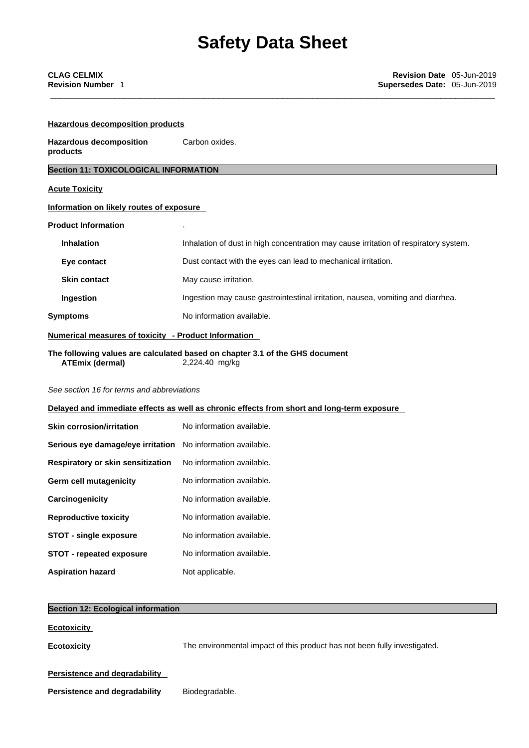**Hazardous decomposition products**

| | |
|---|---|
| **Hazardous decomposition products** | Carbon oxides. |

## Section 11: TOXICOLOGICAL INFORMATION

**Acute Toxicity**

**Information on likely routes of exposure**

| | |
|---|---|
| **Product Information** | . |
| **Inhalation** | Inhalation of dust in high concentration may cause irritation of respiratory system. |
| **Eye contact** | Dust contact with the eyes can lead to mechanical irritation. |
| **Skin contact** | May cause irritation. |
| **Ingestion** | Ingestion may cause gastrointestinal irritation, nausea, vomiting and diarrhea. |
| **Symptoms** | No information available. |

**Numerical measures of toxicity - Product Information**

**The following values are calculated based on chapter 3.1 of the GHS document**

| | |
|---|---|
| **ATEmix (dermal)** | 2,224.40 mg/kg |

*See section 16 for terms and abbreviations*

**Delayed and immediate effects as well as chronic effects from short and long-term exposure**

| | |
|---|---|
| **Skin corrosion/irritation** | No information available. |
| **Serious eye damage/eye irritation** | No information available. |
| **Respiratory or skin sensitization** | No information available. |
| **Germ cell mutagenicity** | No information available. |
| **Carcinogenicity** | No information available. |
| **Reproductive toxicity** | No information available. |
| **STOT - single exposure** | No information available. |
| **STOT - repeated exposure** | No information available. |
| **Aspiration hazard** | Not applicable. |

## Section 12: Ecological information

**Ecotoxicity**

| | |
|---|---|
| **Ecotoxicity** | The environmental impact of this product has not been fully investigated. |

**Persistence and degradability**

| | |
|---|---|
| **Persistence and degradability** | Biodegradable. |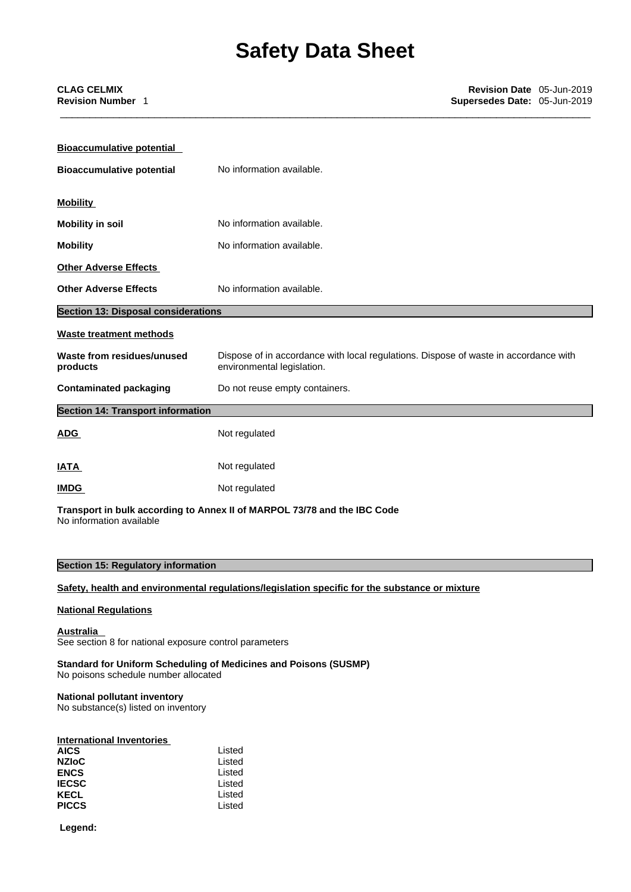**Bioaccumulative potential**

| | |
|---|---|
| **Bioaccumulative potential** | No information available. |

**Mobility**

| | |
|---|---|
| **Mobility in soil** | No information available. |
| **Mobility** | No information available. |

**Other Adverse Effects**

| | |
|---|---|
| **Other Adverse Effects** | No information available. |

## Section 13: Disposal considerations

**Waste treatment methods**

| | |
|---|---|
| **Waste from residues/unused products** | Dispose of in accordance with local regulations. Dispose of waste in accordance with environmental legislation. |
| **Contaminated packaging** | Do not reuse empty containers. |

## Section 14: Transport information

| | |
|---|---|
| **ADG** | Not regulated |
| **IATA** | Not regulated |
| **IMDG** | Not regulated |

**Transport in bulk according to Annex II of MARPOL 73/78 and the IBC Code**
No information available

## Section 15: Regulatory information

**Safety, health and environmental regulations/legislation specific for the substance or mixture**

**National Regulations**

**Australia**
See section 8 for national exposure control parameters

**Standard for Uniform Scheduling of Medicines and Poisons (SUSMP)**
No poisons schedule number allocated

**National pollutant inventory**
No substance(s) listed on inventory

**International Inventories**

| | |
|---|---|
| **AICS** | Listed |
| **NZIoC** | Listed |
| **ENCS** | Listed |
| **IECSC** | Listed |
| **KECL** | Listed |
| **PICCS** | Listed |

**Legend:**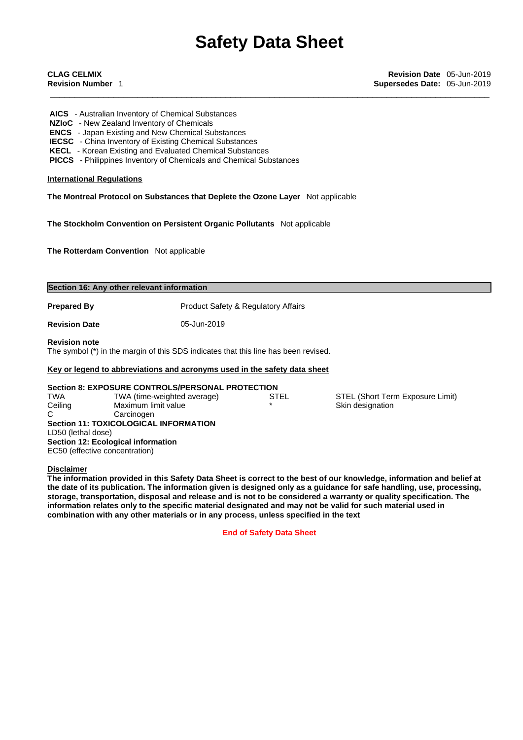**AICS** - Australian Inventory of Chemical Substances
**NZIoC** - New Zealand Inventory of Chemicals
**ENCS** - Japan Existing and New Chemical Substances
**IECSC** - China Inventory of Existing Chemical Substances
**KECL** - Korean Existing and Evaluated Chemical Substances
**PICCS** - Philippines Inventory of Chemicals and Chemical Substances

**International Regulations**

**The Montreal Protocol on Substances that Deplete the Ozone Layer** Not applicable

**The Stockholm Convention on Persistent Organic Pollutants** Not applicable

**The Rotterdam Convention** Not applicable

## Section 16: Any other relevant information

**Prepared By** Product Safety & Regulatory Affairs

**Revision Date** 05-Jun-2019

**Revision note**
The symbol (*) in the margin of this SDS indicates that this line has been revised.

**Key or legend to abbreviations and acronyms used in the safety data sheet**

**Section 8: EXPOSURE CONTROLS/PERSONAL PROTECTION**

| | | | |
|---|---|---|---|
| TWA | TWA (time-weighted average) | STEL | STEL (Short Term Exposure Limit) |
| Ceiling | Maximum limit value | * | Skin designation |
| C | Carcinogen | | |

**Section 11: TOXICOLOGICAL INFORMATION**
LD50 (lethal dose)
**Section 12: Ecological information**
EC50 (effective concentration)

**Disclaimer**
**The information provided in this Safety Data Sheet is correct to the best of our knowledge, information and belief at the date of its publication. The information given is designed only as a guidance for safe handling, use, processing, storage, transportation, disposal and release and is not to be considered a warranty or quality specification. The information relates only to the specific material designated and may not be valid for such material used in combination with any other materials or in any process, unless specified in the text**

**End of Safety Data Sheet**